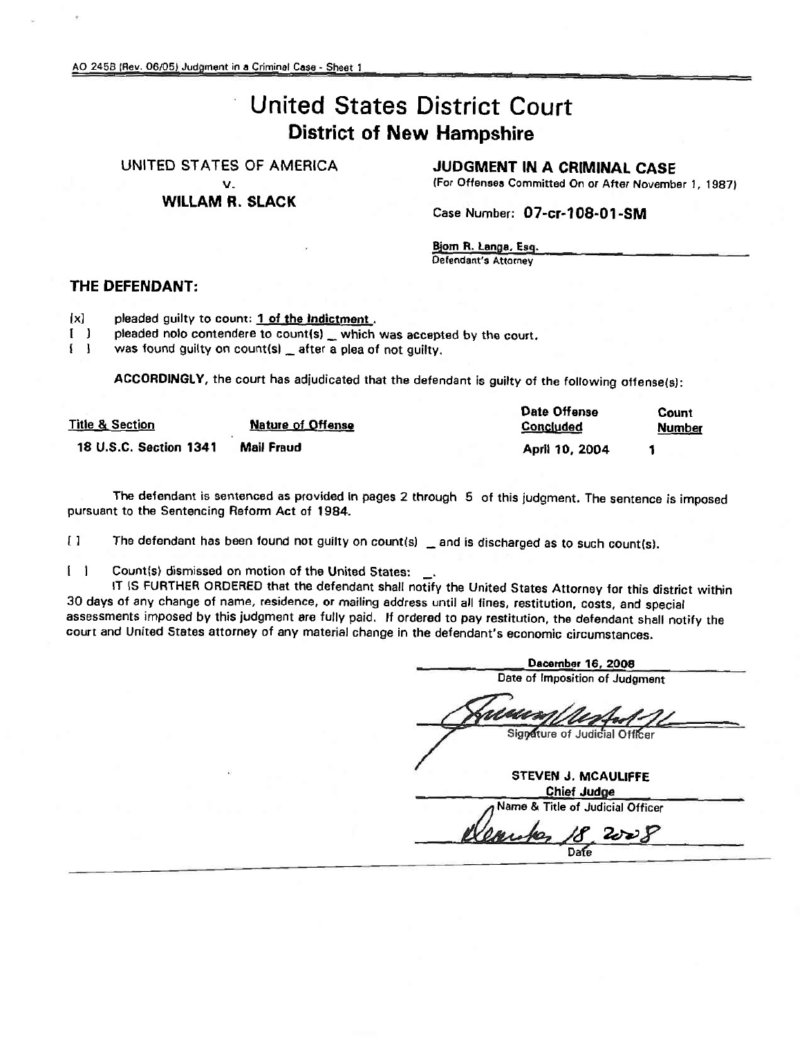AO 245B (Rev. 06/05) Judgment in a Criminal Case - Sheet 1

# United States District Court
## District of New Hampshire

UNITED STATES OF AMERICA
v.
**WILLAM R. SLACK**

**JUDGMENT IN A CRIMINAL CASE**
(For Offenses Committed On or After November 1, 1987)

Case Number: **07-cr-108-01-SM**

Bjom R. Lange, Esq.
Defendant's Attorney

### THE DEFENDANT:

[x] pleaded guilty to count: 1 of the Indictment .
[ ] pleaded nolo contendere to count(s) _ which was accepted by the court.
[ ] was found guilty on count(s) _ after a plea of not guilty.

**ACCORDINGLY**, the court has adjudicated that the defendant is guilty of the following offense(s):

| Title & Section | Nature of Offense | Date Offense Concluded | Count Number |
|---|---|---|---|
| 18 U.S.C. Section 1341 | Mail Fraud | April 10, 2004 | 1 |

The defendant is sentenced as provided in pages 2 through 5 of this judgment. The sentence is imposed pursuant to the Sentencing Reform Act of 1984.

[ ] The defendant has been found not guilty on count(s) _ and is discharged as to such count(s).

[ ] Count(s) dismissed on motion of the United States: _.

IT IS FURTHER ORDERED that the defendant shall notify the United States Attorney for this district within 30 days of any change of name, residence, or mailing address until all fines, restitution, costs, and special assessments imposed by this judgment are fully paid. If ordered to pay restitution, the defendant shall notify the court and United States attorney of any material change in the defendant's economic circumstances.

December 16, 2008
Date of Imposition of Judgment

Signature of Judicial Officer

STEVEN J. MCAULIFFE
Chief Judge
Name & Title of Judicial Officer

December 18, 2008
Date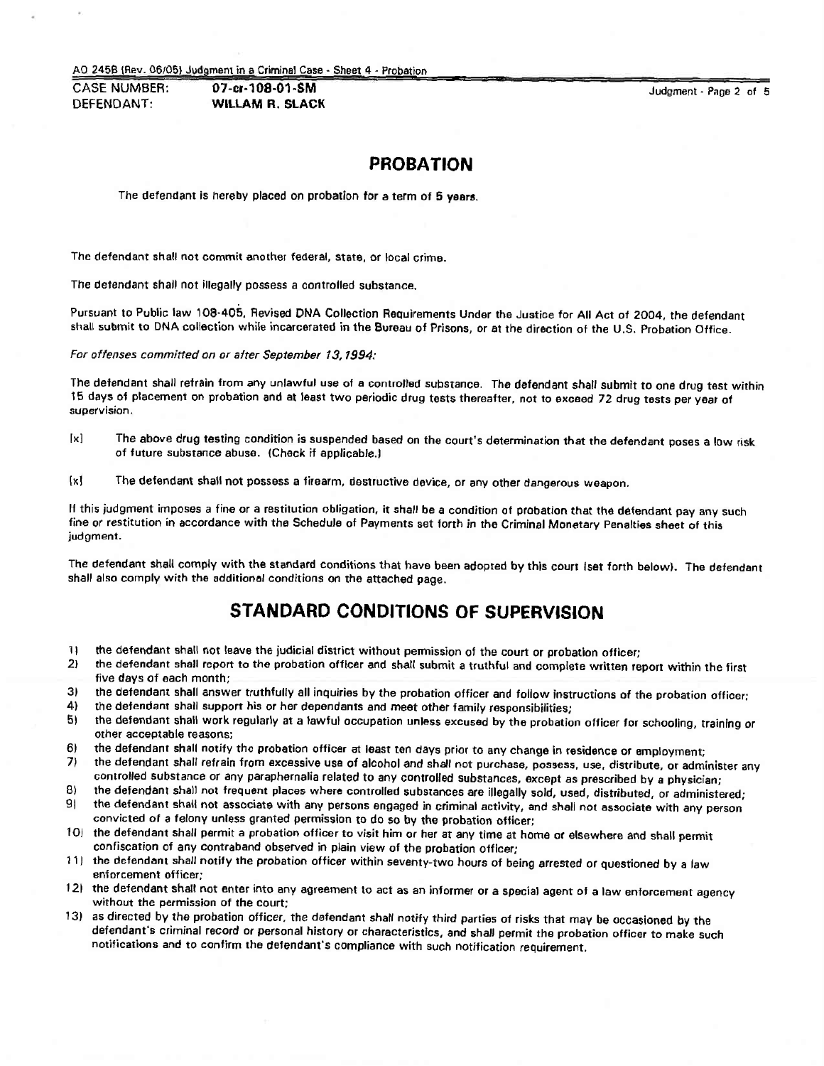CASE NUMBER: **07-cr-108-01-SM**
DEFENDANT: **WILLAM R. SLACK**

## PROBATION

The defendant is hereby placed on probation for a term of **5 years**.

The defendant shall not commit another federal, state, or local crime.

The defendant shall not illegally possess a controlled substance.

Pursuant to Public law 108-405, Revised DNA Collection Requirements Under the Justice for All Act of 2004, the defendant shall submit to DNA collection while incarcerated in the Bureau of Prisons, or at the direction of the U.S. Probation Office.

*For offenses committed on or after September 13, 1994:*

The defendant shall refrain from any unlawful use of a controlled substance. The defendant shall submit to one drug test within 15 days of placement on probation and at least two periodic drug tests thereafter, not to exceed 72 drug tests per year of supervision.

[x] The above drug testing condition is suspended based on the court's determination that the defendant poses a low risk of future substance abuse. (Check if applicable.)

[x] The defendant shall not possess a firearm, destructive device, or any other dangerous weapon.

If this judgment imposes a fine or a restitution obligation, it shall be a condition of probation that the defendant pay any such fine or restitution in accordance with the Schedule of Payments set forth in the Criminal Monetary Penalties sheet of this judgment.

The defendant shall comply with the standard conditions that have been adopted by this court (set forth below). The defendant shall also comply with the additional conditions on the attached page.

## STANDARD CONDITIONS OF SUPERVISION

1) the defendant shall not leave the judicial district without permission of the court or probation officer;
2) the defendant shall report to the probation officer and shall submit a truthful and complete written report within the first five days of each month;
3) the defendant shall answer truthfully all inquiries by the probation officer and follow instructions of the probation officer;
4) the defendant shall support his or her dependants and meet other family responsibilities;
5) the defendant shall work regularly at a lawful occupation unless excused by the probation officer for schooling, training or other acceptable reasons;
6) the defendant shall notify the probation officer at least ten days prior to any change in residence or employment;
7) the defendant shall refrain from excessive use of alcohol and shall not purchase, possess, use, distribute, or administer any controlled substance or any paraphernalia related to any controlled substances, except as prescribed by a physician;
8) the defendant shall not frequent places where controlled substances are illegally sold, used, distributed, or administered;
9) the defendant shall not associate with any persons engaged in criminal activity, and shall not associate with any person convicted of a felony unless granted permission to do so by the probation officer;
10) the defendant shall permit a probation officer to visit him or her at any time at home or elsewhere and shall permit confiscation of any contraband observed in plain view of the probation officer;
11) the defendant shall notify the probation officer within seventy-two hours of being arrested or questioned by a law enforcement officer;
12) the defendant shall not enter into any agreement to act as an informer or a special agent of a law enforcement agency without the permission of the court;
13) as directed by the probation officer, the defendant shall notify third parties of risks that may be occasioned by the defendant's criminal record or personal history or characteristics, and shall permit the probation officer to make such notifications and to confirm the defendant's compliance with such notification requirement.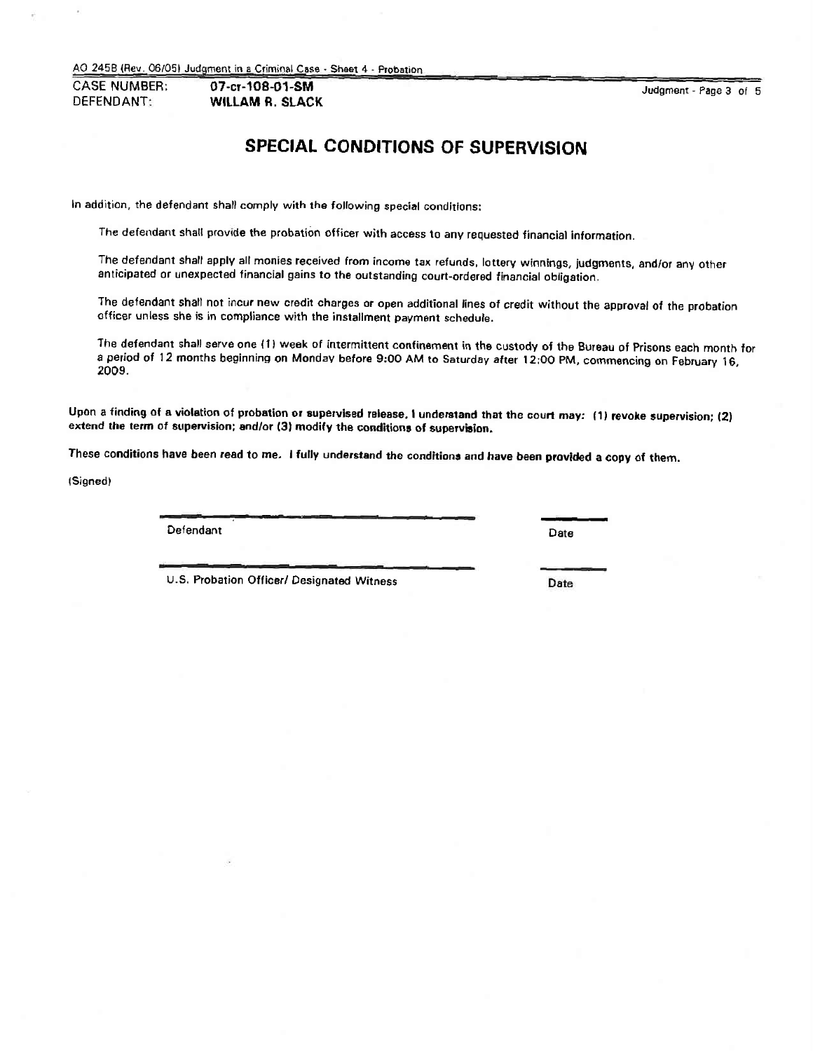AO 245B (Rev. 06/05) Judgment in a Criminal Case - Sheet 4 - Probation

CASE NUMBER: **07-cr-108-01-SM**
DEFENDANT: **WILLAM R. SLACK**

## SPECIAL CONDITIONS OF SUPERVISION

In addition, the defendant shall comply with the following special conditions:

The defendant shall provide the probation officer with access to any requested financial information.

The defendant shall apply all monies received from income tax refunds, lottery winnings, judgments, and/or any other anticipated or unexpected financial gains to the outstanding court-ordered financial obligation.

The defendant shall not incur new credit charges or open additional lines of credit without the approval of the probation officer unless she is in compliance with the installment payment schedule.

The defendant shall serve one (1) week of intermittent confinement in the custody of the Bureau of Prisons each month for a period of 12 months beginning on Monday before 9:00 AM to Saturday after 12:00 PM, commencing on February 16, 2009.

**Upon a finding of a violation of probation or supervised release, I understand that the court may: (1) revoke supervision; (2) extend the term of supervision; and/or (3) modify the conditions of supervision.**

**These conditions have been read to me. I fully understand the conditions and have been provided a copy of them.**

(Signed)

Defendant ____________________ Date ________

U.S. Probation Officer/ Designated Witness ____________________ Date ________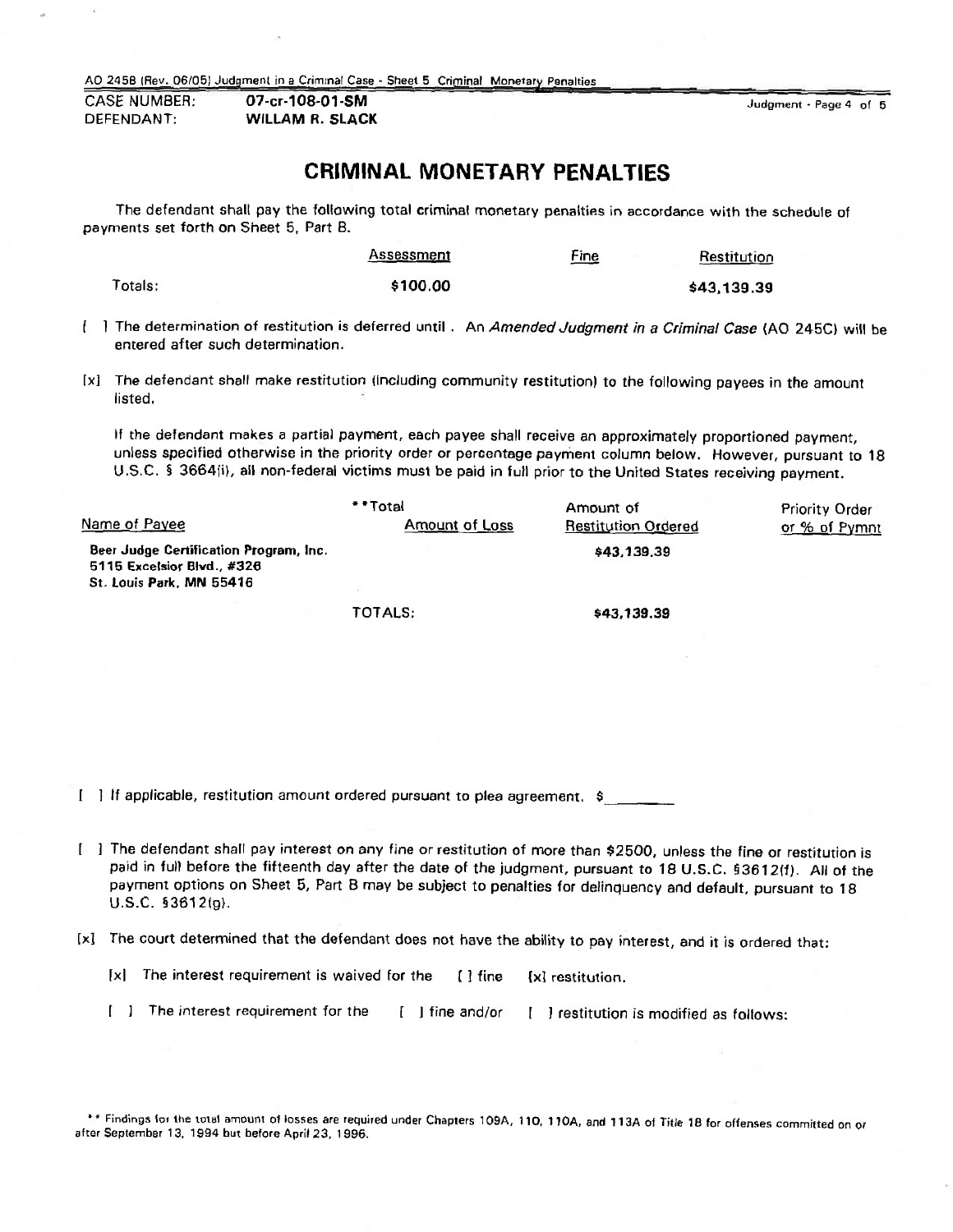AO 245B (Rev. 06/05) Judgment in a Criminal Case - Sheet 5 Criminal Monetary Penalties

CASE NUMBER: **07-cr-108-01-SM**
DEFENDANT: **WILLAM R. SLACK**

## CRIMINAL MONETARY PENALTIES

The defendant shall pay the following total criminal monetary penalties in accordance with the schedule of payments set forth on Sheet 5, Part B.

| | Assessment | Fine | Restitution |
|---|---|---|---|
| Totals: | **$100.00** | | **$43,139.39** |

[ ] The determination of restitution is deferred until . An *Amended Judgment in a Criminal Case* (AO 245C) will be entered after such determination.

[x] The defendant shall make restitution (including community restitution) to the following payees in the amount listed.

If the defendant makes a partial payment, each payee shall receive an approximately proportioned payment, unless specified otherwise in the priority order or percentage payment column below. However, pursuant to 18 U.S.C. § 3664(i), all non-federal victims must be paid in full prior to the United States receiving payment.

| Name of Payee | **Total Amount of Loss | Amount of Restitution Ordered | Priority Order or % of Pymnt |
|---|---|---|---|
| **Beer Judge Certification Program, Inc.**<br>**5115 Excelsior Blvd., #326**<br>**St. Louis Park, MN 55416** | | **$43,139.39** | |
| | TOTALS: | **$43,139.39** | |

[ ] If applicable, restitution amount ordered pursuant to plea agreement. $ ______

[ ] The defendant shall pay interest on any fine or restitution of more than $2500, unless the fine or restitution is paid in full before the fifteenth day after the date of the judgment, pursuant to 18 U.S.C. §3612(f). All of the payment options on Sheet 5, Part B may be subject to penalties for delinquency and default, pursuant to 18 U.S.C. §3612(g).

[x] The court determined that the defendant does not have the ability to pay interest, and it is ordered that:

- [x] The interest requirement is waived for the [ ] fine [x] restitution.
- [ ] The interest requirement for the [ ] fine and/or [ ] restitution is modified as follows:

** Findings for the total amount of losses are required under Chapters 109A, 110, 110A, and 113A of Title 18 for offenses committed on or after September 13, 1994 but before April 23, 1996.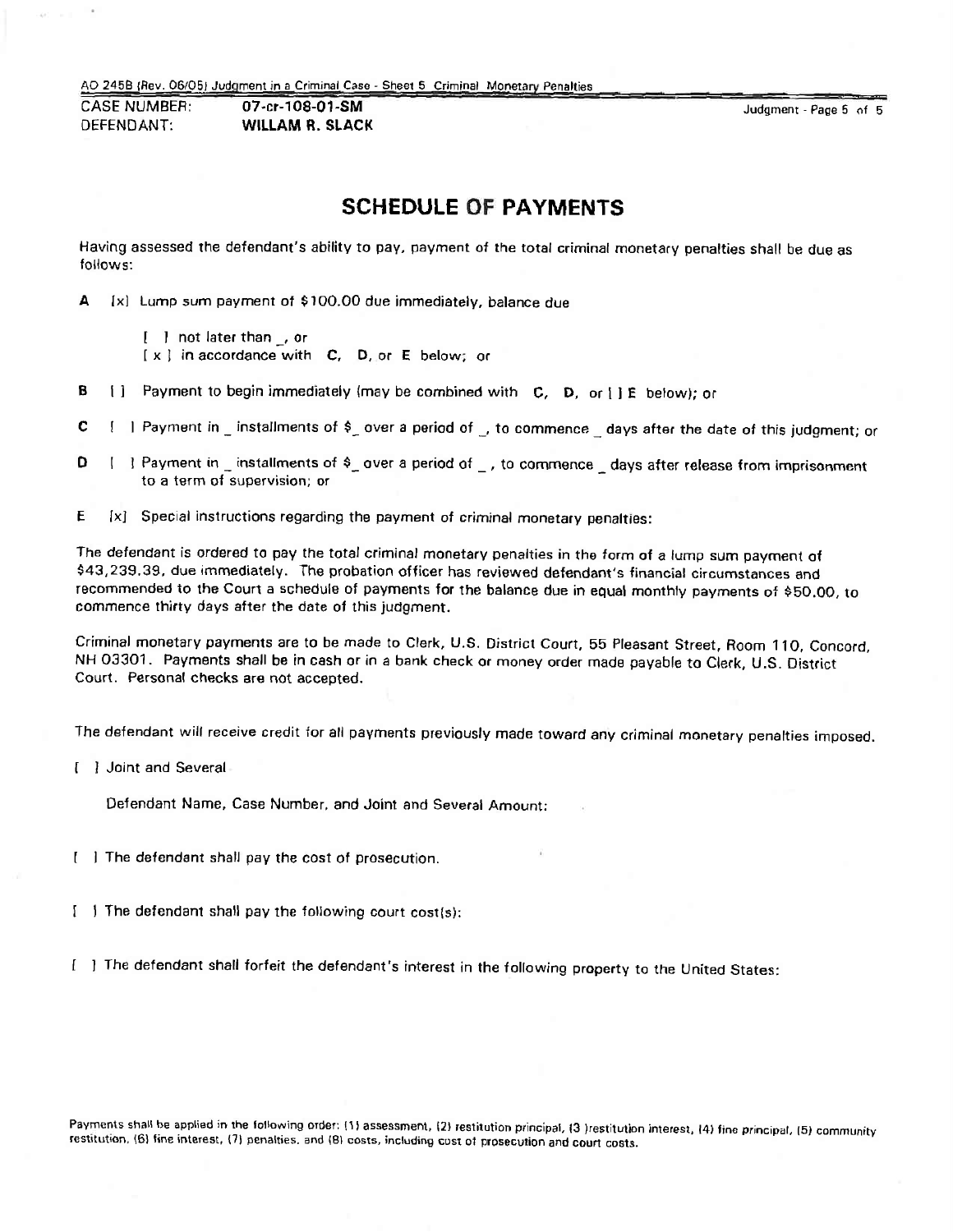AO 245B (Rev. 06/05) Judgment in a Criminal Case - Sheet 5 Criminal Monetary Penalties

CASE NUMBER: **07-cr-108-01-SM**
DEFENDANT: **WILLAM R. SLACK**

## SCHEDULE OF PAYMENTS

Having assessed the defendant's ability to pay, payment of the total criminal monetary penalties shall be due as follows:

**A** [x] Lump sum payment of $100.00 due immediately, balance due

[ ] not later than _, or
[ x ] in accordance with **C**, **D**, or **E** below; or

**B** [ ] Payment to begin immediately (may be combined with **C**, **D**, or [ ] **E** below); or

**C** [ ] Payment in _ installments of $_ over a period of _, to commence _ days after the date of this judgment; or

**D** [ ] Payment in _ installments of $_ over a period of _, to commence _ days after release from imprisonment to a term of supervision; or

**E** [x] Special instructions regarding the payment of criminal monetary penalties:

The defendant is ordered to pay the total criminal monetary penalties in the form of a lump sum payment of $43,239.39, due immediately. The probation officer has reviewed defendant's financial circumstances and recommended to the Court a schedule of payments for the balance due in equal monthly payments of $50.00, to commence thirty days after the date of this judgment.

Criminal monetary payments are to be made to Clerk, U.S. District Court, 55 Pleasant Street, Room 110, Concord, NH 03301. Payments shall be in cash or in a bank check or money order made payable to Clerk, U.S. District Court. Personal checks are not accepted.

The defendant will receive credit for all payments previously made toward any criminal monetary penalties imposed.

[ ] Joint and Several

Defendant Name, Case Number, and Joint and Several Amount:

[ ] The defendant shall pay the cost of prosecution.

[ ] The defendant shall pay the following court cost(s):

[ ] The defendant shall forfeit the defendant's interest in the following property to the United States:

Payments shall be applied in the following order: (1) assessment, (2) restitution principal, (3 )restitution interest, (4) fine principal, (5) community restitution, (6) fine interest, (7) penalties, and (8) costs, including cost of prosecution and court costs.